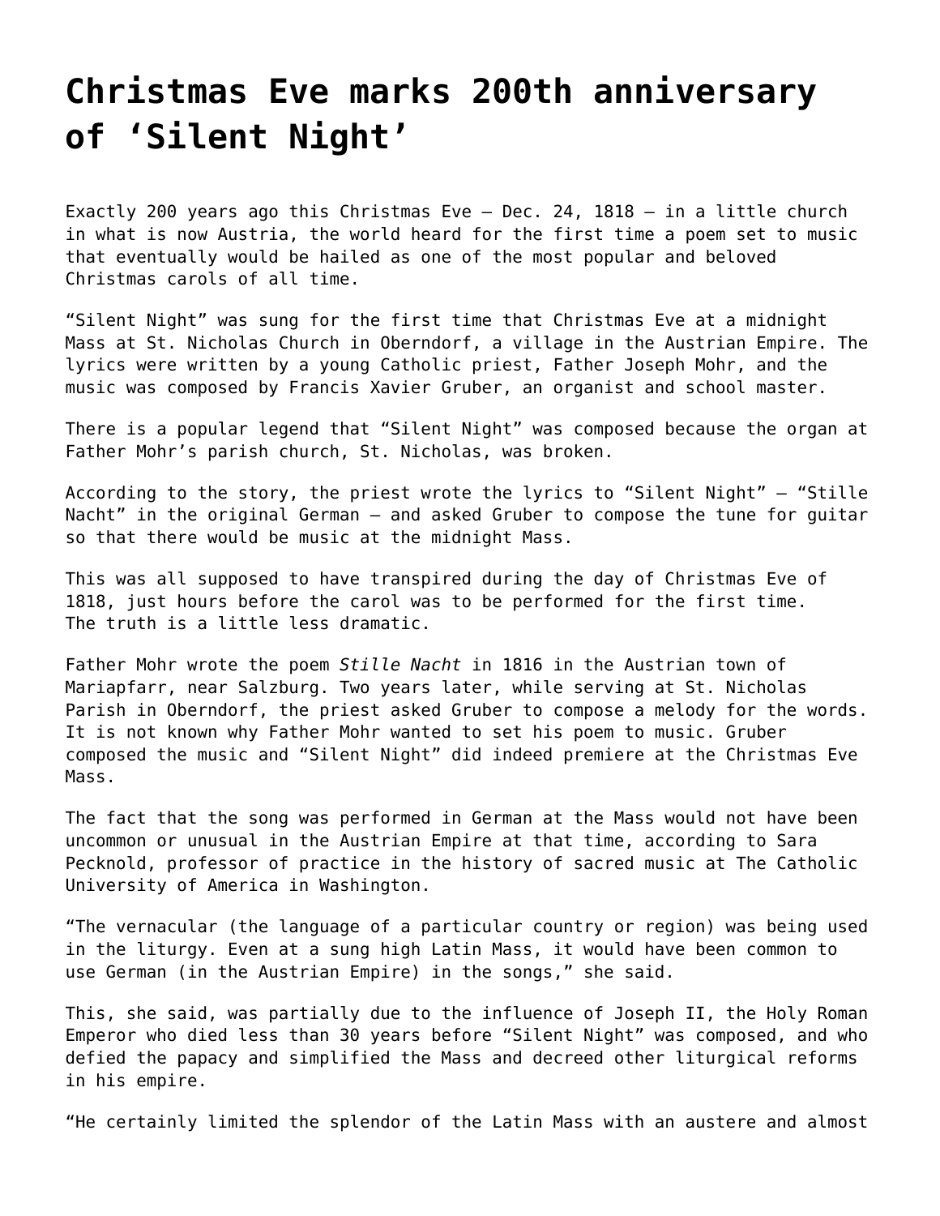# Christmas Eve marks 200th anniversary of 'Silent Night'

Exactly 200 years ago this Christmas Eve – Dec. 24, 1818 – in a little church in what is now Austria, the world heard for the first time a poem set to music that eventually would be hailed as one of the most popular and beloved Christmas carols of all time.

"Silent Night" was sung for the first time that Christmas Eve at a midnight Mass at St. Nicholas Church in Oberndorf, a village in the Austrian Empire. The lyrics were written by a young Catholic priest, Father Joseph Mohr, and the music was composed by Francis Xavier Gruber, an organist and school master.

There is a popular legend that "Silent Night" was composed because the organ at Father Mohr's parish church, St. Nicholas, was broken.

According to the story, the priest wrote the lyrics to "Silent Night" – "Stille Nacht" in the original German – and asked Gruber to compose the tune for guitar so that there would be music at the midnight Mass.

This was all supposed to have transpired during the day of Christmas Eve of 1818, just hours before the carol was to be performed for the first time. The truth is a little less dramatic.

Father Mohr wrote the poem *Stille Nacht* in 1816 in the Austrian town of Mariapfarr, near Salzburg. Two years later, while serving at St. Nicholas Parish in Oberndorf, the priest asked Gruber to compose a melody for the words. It is not known why Father Mohr wanted to set his poem to music. Gruber composed the music and "Silent Night" did indeed premiere at the Christmas Eve Mass.

The fact that the song was performed in German at the Mass would not have been uncommon or unusual in the Austrian Empire at that time, according to Sara Pecknold, professor of practice in the history of sacred music at The Catholic University of America in Washington.

"The vernacular (the language of a particular country or region) was being used in the liturgy. Even at a sung high Latin Mass, it would have been common to use German (in the Austrian Empire) in the songs," she said.

This, she said, was partially due to the influence of Joseph II, the Holy Roman Emperor who died less than 30 years before "Silent Night" was composed, and who defied the papacy and simplified the Mass and decreed other liturgical reforms in his empire.

"He certainly limited the splendor of the Latin Mass with an austere and almost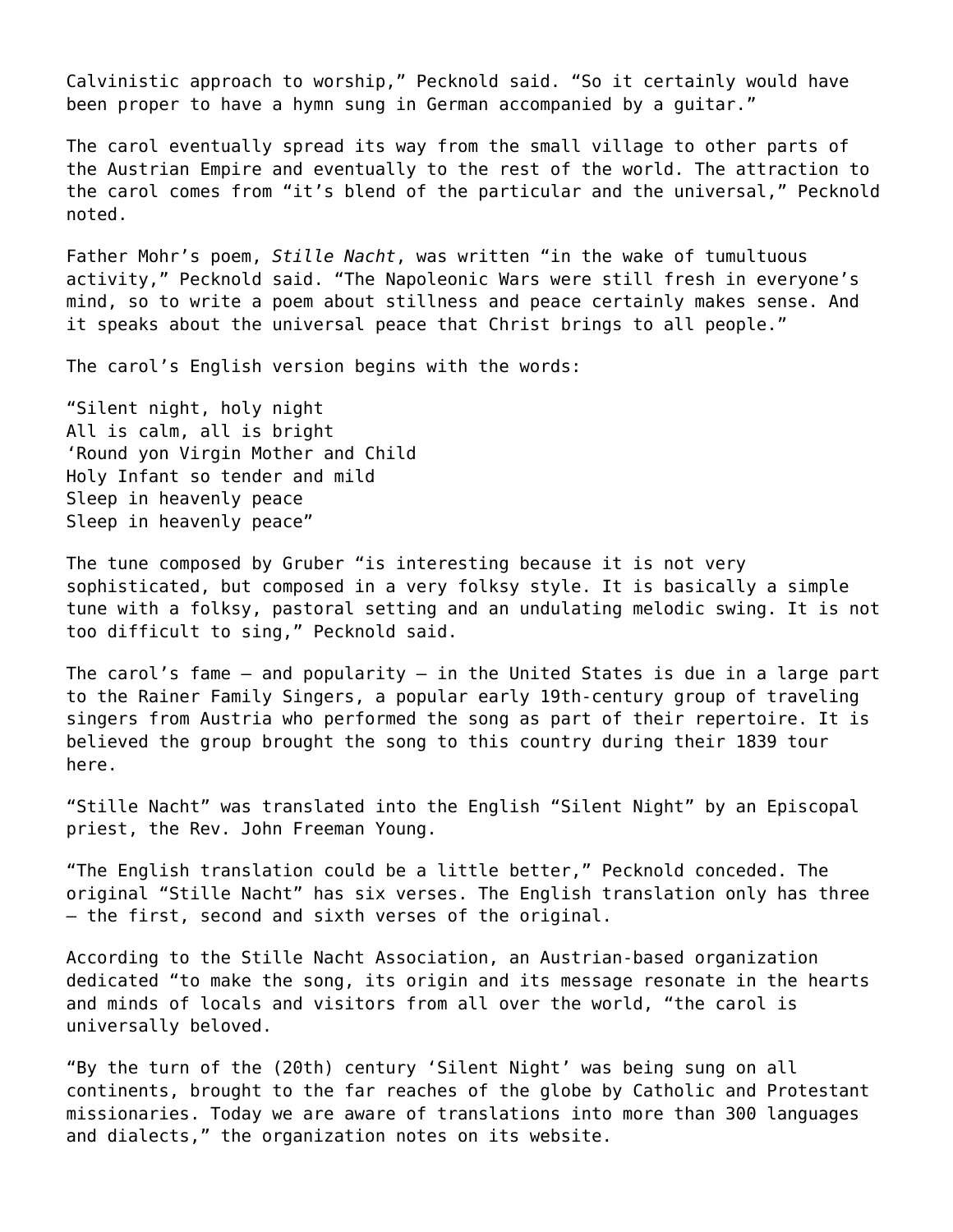Calvinistic approach to worship," Pecknold said. "So it certainly would have been proper to have a hymn sung in German accompanied by a guitar."

The carol eventually spread its way from the small village to other parts of the Austrian Empire and eventually to the rest of the world. The attraction to the carol comes from "it's blend of the particular and the universal," Pecknold noted.

Father Mohr's poem, *Stille Nacht*, was written "in the wake of tumultuous activity," Pecknold said. "The Napoleonic Wars were still fresh in everyone's mind, so to write a poem about stillness and peace certainly makes sense. And it speaks about the universal peace that Christ brings to all people."

The carol's English version begins with the words:

"Silent night, holy night
All is calm, all is bright
'Round yon Virgin Mother and Child
Holy Infant so tender and mild
Sleep in heavenly peace
Sleep in heavenly peace"

The tune composed by Gruber "is interesting because it is not very sophisticated, but composed in a very folksy style. It is basically a simple tune with a folksy, pastoral setting and an undulating melodic swing. It is not too difficult to sing," Pecknold said.

The carol's fame – and popularity – in the United States is due in a large part to the Rainer Family Singers, a popular early 19th-century group of traveling singers from Austria who performed the song as part of their repertoire. It is believed the group brought the song to this country during their 1839 tour here.

"Stille Nacht" was translated into the English "Silent Night" by an Episcopal priest, the Rev. John Freeman Young.

"The English translation could be a little better," Pecknold conceded. The original "Stille Nacht" has six verses. The English translation only has three – the first, second and sixth verses of the original.

According to the Stille Nacht Association, an Austrian-based organization dedicated "to make the song, its origin and its message resonate in the hearts and minds of locals and visitors from all over the world, "the carol is universally beloved.

"By the turn of the (20th) century 'Silent Night' was being sung on all continents, brought to the far reaches of the globe by Catholic and Protestant missionaries. Today we are aware of translations into more than 300 languages and dialects," the organization notes on its website.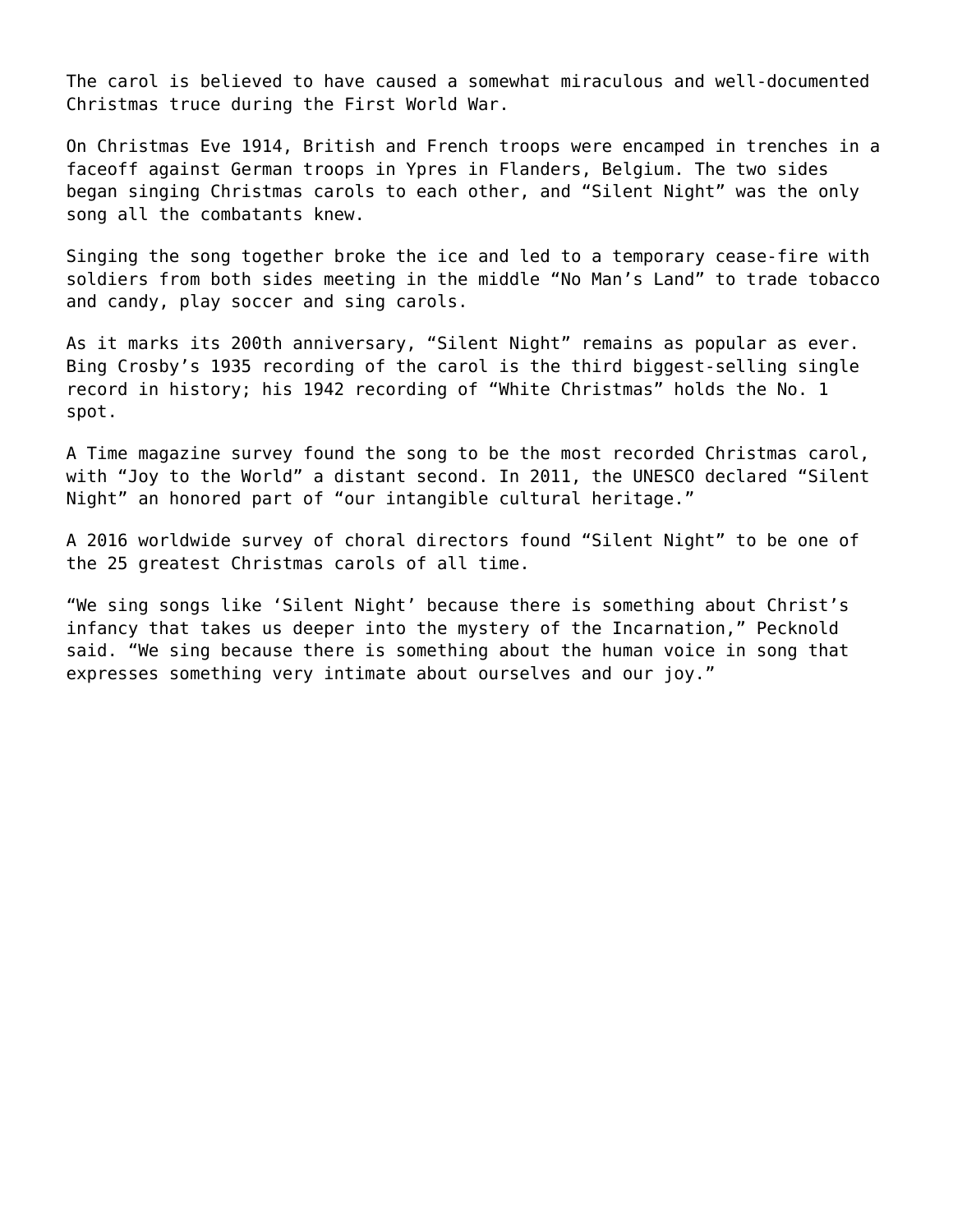The carol is believed to have caused a somewhat miraculous and well-documented Christmas truce during the First World War.

On Christmas Eve 1914, British and French troops were encamped in trenches in a faceoff against German troops in Ypres in Flanders, Belgium. The two sides began singing Christmas carols to each other, and “Silent Night” was the only song all the combatants knew.

Singing the song together broke the ice and led to a temporary cease-fire with soldiers from both sides meeting in the middle “No Man’s Land” to trade tobacco and candy, play soccer and sing carols.

As it marks its 200th anniversary, “Silent Night” remains as popular as ever. Bing Crosby’s 1935 recording of the carol is the third biggest-selling single record in history; his 1942 recording of “White Christmas” holds the No. 1 spot.

A Time magazine survey found the song to be the most recorded Christmas carol, with “Joy to the World” a distant second. In 2011, the UNESCO declared “Silent Night” an honored part of “our intangible cultural heritage.”

A 2016 worldwide survey of choral directors found “Silent Night” to be one of the 25 greatest Christmas carols of all time.

“We sing songs like ‘Silent Night’ because there is something about Christ’s infancy that takes us deeper into the mystery of the Incarnation,” Pecknold said. “We sing because there is something about the human voice in song that expresses something very intimate about ourselves and our joy.”